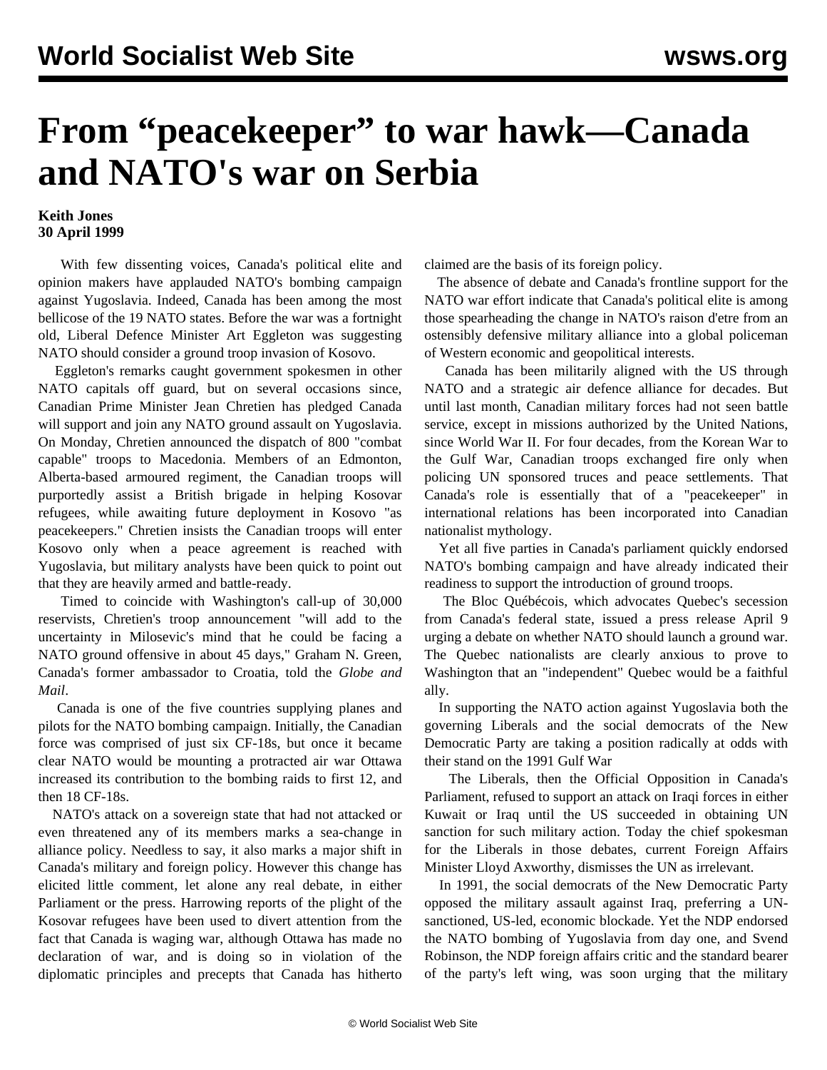# From "peacekeeper" to war hawk—Canada and NATO's war on Serbia

**Keith Jones**
**30 April 1999**

With few dissenting voices, Canada's political elite and opinion makers have applauded NATO's bombing campaign against Yugoslavia. Indeed, Canada has been among the most bellicose of the 19 NATO states. Before the war was a fortnight old, Liberal Defence Minister Art Eggleton was suggesting NATO should consider a ground troop invasion of Kosovo.

Eggleton's remarks caught government spokesmen in other NATO capitals off guard, but on several occasions since, Canadian Prime Minister Jean Chretien has pledged Canada will support and join any NATO ground assault on Yugoslavia. On Monday, Chretien announced the dispatch of 800 "combat capable" troops to Macedonia. Members of an Edmonton, Alberta-based armoured regiment, the Canadian troops will purportedly assist a British brigade in helping Kosovar refugees, while awaiting future deployment in Kosovo "as peacekeepers." Chretien insists the Canadian troops will enter Kosovo only when a peace agreement is reached with Yugoslavia, but military analysts have been quick to point out that they are heavily armed and battle-ready.

Timed to coincide with Washington's call-up of 30,000 reservists, Chretien's troop announcement "will add to the uncertainty in Milosevic's mind that he could be facing a NATO ground offensive in about 45 days," Graham N. Green, Canada's former ambassador to Croatia, told the *Globe and Mail*.

Canada is one of the five countries supplying planes and pilots for the NATO bombing campaign. Initially, the Canadian force was comprised of just six CF-18s, but once it became clear NATO would be mounting a protracted air war Ottawa increased its contribution to the bombing raids to first 12, and then 18 CF-18s.

NATO's attack on a sovereign state that had not attacked or even threatened any of its members marks a sea-change in alliance policy. Needless to say, it also marks a major shift in Canada's military and foreign policy. However this change has elicited little comment, let alone any real debate, in either Parliament or the press. Harrowing reports of the plight of the Kosovar refugees have been used to divert attention from the fact that Canada is waging war, although Ottawa has made no declaration of war, and is doing so in violation of the diplomatic principles and precepts that Canada has hitherto claimed are the basis of its foreign policy.

The absence of debate and Canada's frontline support for the NATO war effort indicate that Canada's political elite is among those spearheading the change in NATO's raison d'etre from an ostensibly defensive military alliance into a global policeman of Western economic and geopolitical interests.

Canada has been militarily aligned with the US through NATO and a strategic air defence alliance for decades. But until last month, Canadian military forces had not seen battle service, except in missions authorized by the United Nations, since World War II. For four decades, from the Korean War to the Gulf War, Canadian troops exchanged fire only when policing UN sponsored truces and peace settlements. That Canada's role is essentially that of a "peacekeeper" in international relations has been incorporated into Canadian nationalist mythology.

Yet all five parties in Canada's parliament quickly endorsed NATO's bombing campaign and have already indicated their readiness to support the introduction of ground troops.

The Bloc Québécois, which advocates Quebec's secession from Canada's federal state, issued a press release April 9 urging a debate on whether NATO should launch a ground war. The Quebec nationalists are clearly anxious to prove to Washington that an "independent" Quebec would be a faithful ally.

In supporting the NATO action against Yugoslavia both the governing Liberals and the social democrats of the New Democratic Party are taking a position radically at odds with their stand on the 1991 Gulf War

The Liberals, then the Official Opposition in Canada's Parliament, refused to support an attack on Iraqi forces in either Kuwait or Iraq until the US succeeded in obtaining UN sanction for such military action. Today the chief spokesman for the Liberals in those debates, current Foreign Affairs Minister Lloyd Axworthy, dismisses the UN as irrelevant.

In 1991, the social democrats of the New Democratic Party opposed the military assault against Iraq, preferring a UN-sanctioned, US-led, economic blockade. Yet the NDP endorsed the NATO bombing of Yugoslavia from day one, and Svend Robinson, the NDP foreign affairs critic and the standard bearer of the party's left wing, was soon urging that the military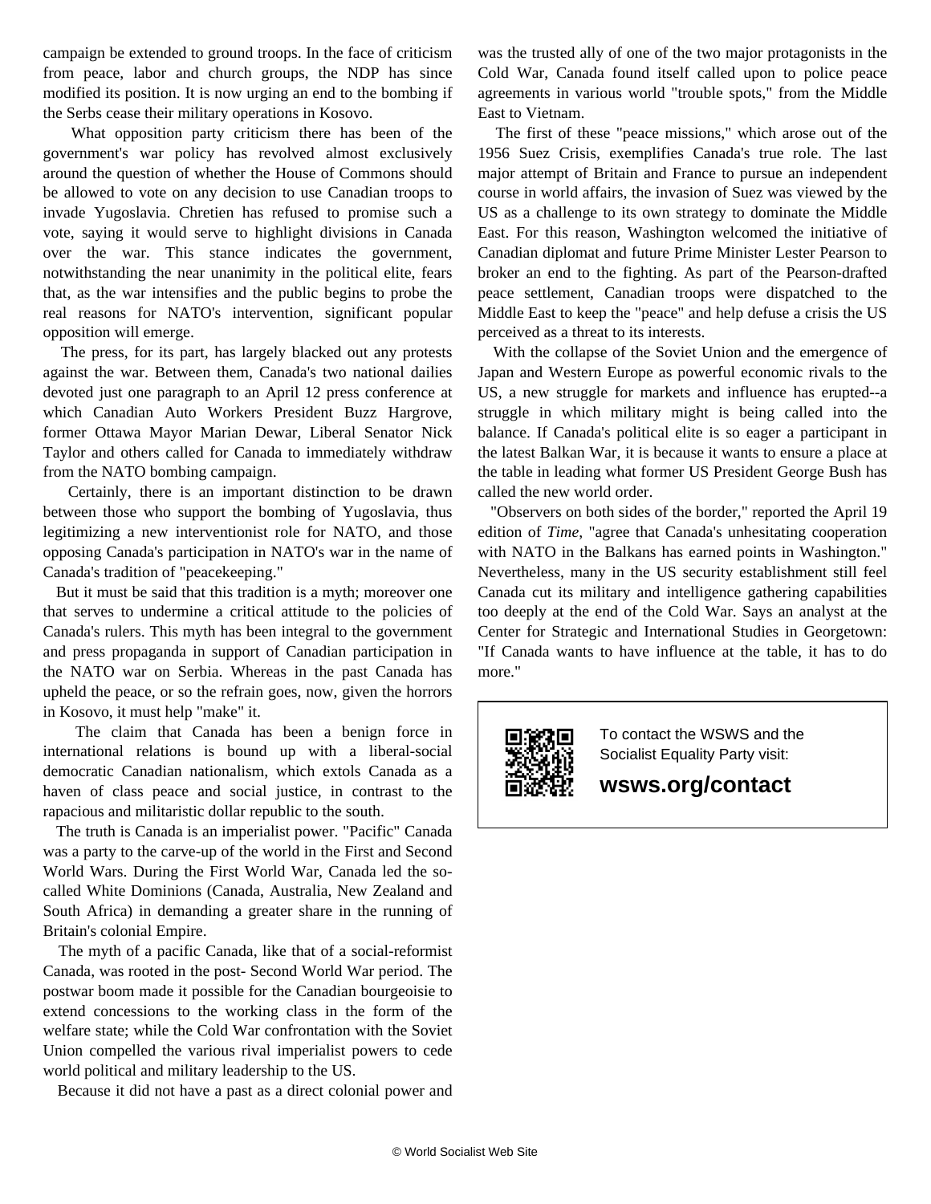campaign be extended to ground troops. In the face of criticism from peace, labor and church groups, the NDP has since modified its position. It is now urging an end to the bombing if the Serbs cease their military operations in Kosovo.

What opposition party criticism there has been of the government's war policy has revolved almost exclusively around the question of whether the House of Commons should be allowed to vote on any decision to use Canadian troops to invade Yugoslavia. Chretien has refused to promise such a vote, saying it would serve to highlight divisions in Canada over the war. This stance indicates the government, notwithstanding the near unanimity in the political elite, fears that, as the war intensifies and the public begins to probe the real reasons for NATO's intervention, significant popular opposition will emerge.

The press, for its part, has largely blacked out any protests against the war. Between them, Canada's two national dailies devoted just one paragraph to an April 12 press conference at which Canadian Auto Workers President Buzz Hargrove, former Ottawa Mayor Marian Dewar, Liberal Senator Nick Taylor and others called for Canada to immediately withdraw from the NATO bombing campaign.

Certainly, there is an important distinction to be drawn between those who support the bombing of Yugoslavia, thus legitimizing a new interventionist role for NATO, and those opposing Canada's participation in NATO's war in the name of Canada's tradition of "peacekeeping."

But it must be said that this tradition is a myth; moreover one that serves to undermine a critical attitude to the policies of Canada's rulers. This myth has been integral to the government and press propaganda in support of Canadian participation in the NATO war on Serbia. Whereas in the past Canada has upheld the peace, or so the refrain goes, now, given the horrors in Kosovo, it must help "make" it.

The claim that Canada has been a benign force in international relations is bound up with a liberal-social democratic Canadian nationalism, which extols Canada as a haven of class peace and social justice, in contrast to the rapacious and militaristic dollar republic to the south.

The truth is Canada is an imperialist power. "Pacific" Canada was a party to the carve-up of the world in the First and Second World Wars. During the First World War, Canada led the so-called White Dominions (Canada, Australia, New Zealand and South Africa) in demanding a greater share in the running of Britain's colonial Empire.

The myth of a pacific Canada, like that of a social-reformist Canada, was rooted in the post- Second World War period. The postwar boom made it possible for the Canadian bourgeoisie to extend concessions to the working class in the form of the welfare state; while the Cold War confrontation with the Soviet Union compelled the various rival imperialist powers to cede world political and military leadership to the US.

Because it did not have a past as a direct colonial power and was the trusted ally of one of the two major protagonists in the Cold War, Canada found itself called upon to police peace agreements in various world "trouble spots," from the Middle East to Vietnam.

The first of these "peace missions," which arose out of the 1956 Suez Crisis, exemplifies Canada's true role. The last major attempt of Britain and France to pursue an independent course in world affairs, the invasion of Suez was viewed by the US as a challenge to its own strategy to dominate the Middle East. For this reason, Washington welcomed the initiative of Canadian diplomat and future Prime Minister Lester Pearson to broker an end to the fighting. As part of the Pearson-drafted peace settlement, Canadian troops were dispatched to the Middle East to keep the "peace" and help defuse a crisis the US perceived as a threat to its interests.

With the collapse of the Soviet Union and the emergence of Japan and Western Europe as powerful economic rivals to the US, a new struggle for markets and influence has erupted--a struggle in which military might is being called into the balance. If Canada's political elite is so eager a participant in the latest Balkan War, it is because it wants to ensure a place at the table in leading what former US President George Bush has called the new world order.

"Observers on both sides of the border," reported the April 19 edition of *Time*, "agree that Canada's unhesitating cooperation with NATO in the Balkans has earned points in Washington." Nevertheless, many in the US security establishment still feel Canada cut its military and intelligence gathering capabilities too deeply at the end of the Cold War. Says an analyst at the Center for Strategic and International Studies in Georgetown: "If Canada wants to have influence at the table, it has to do more."

To contact the WSWS and the Socialist Equality Party visit:

**wsws.org/contact**